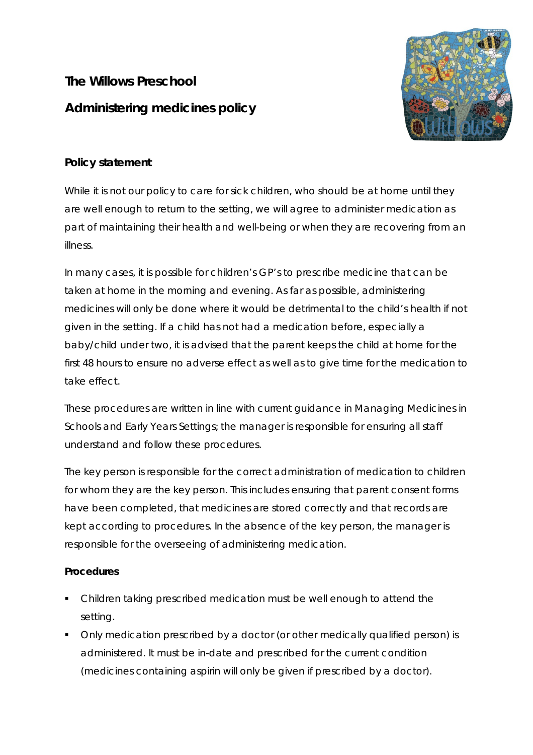# The Willows Preschool

# Administering medicines policy

## Policy statement

While it is not our policy to care for sick children, who should be at home until they are well enough to return to the setting, we will agree to administer medication as part of maintaining their health and well-being or when they are recovering from an illness.

In many cases, it is possible for children's GP's to prescribe medicine that can be taken at home in the morning and evening. As far as possible, administering medicines will only be done where it would be detrimental to the child's health if not given in the setting. If a child has not had a medication before, especially a baby/child under two, it is advised that the parent keeps the child at home for the first 48 hours to ensure no adverse effect as well as to give time for the medication to take effect.

These procedures are written in line with current guidance in Managing Medicines in Schools and Early Years Settings; the manager is responsible for ensuring all staff understand and follow these procedures.

The key person is responsible for the correct administration of medication to children for whom they are the key person. This includes ensuring that parent consent forms have been completed, that medicines are stored correctly and that records are kept according to procedures. In the absence of the key person, the manager is responsible for the overseeing of administering medication.

## Procedures

- Children taking prescribed medication must be well enough to attend the setting.
- Only medication prescribed by a doctor (or other medically qualified person) is administered. It must be in-date and prescribed for the current condition (medicines containing aspirin will only be given if prescribed by a doctor).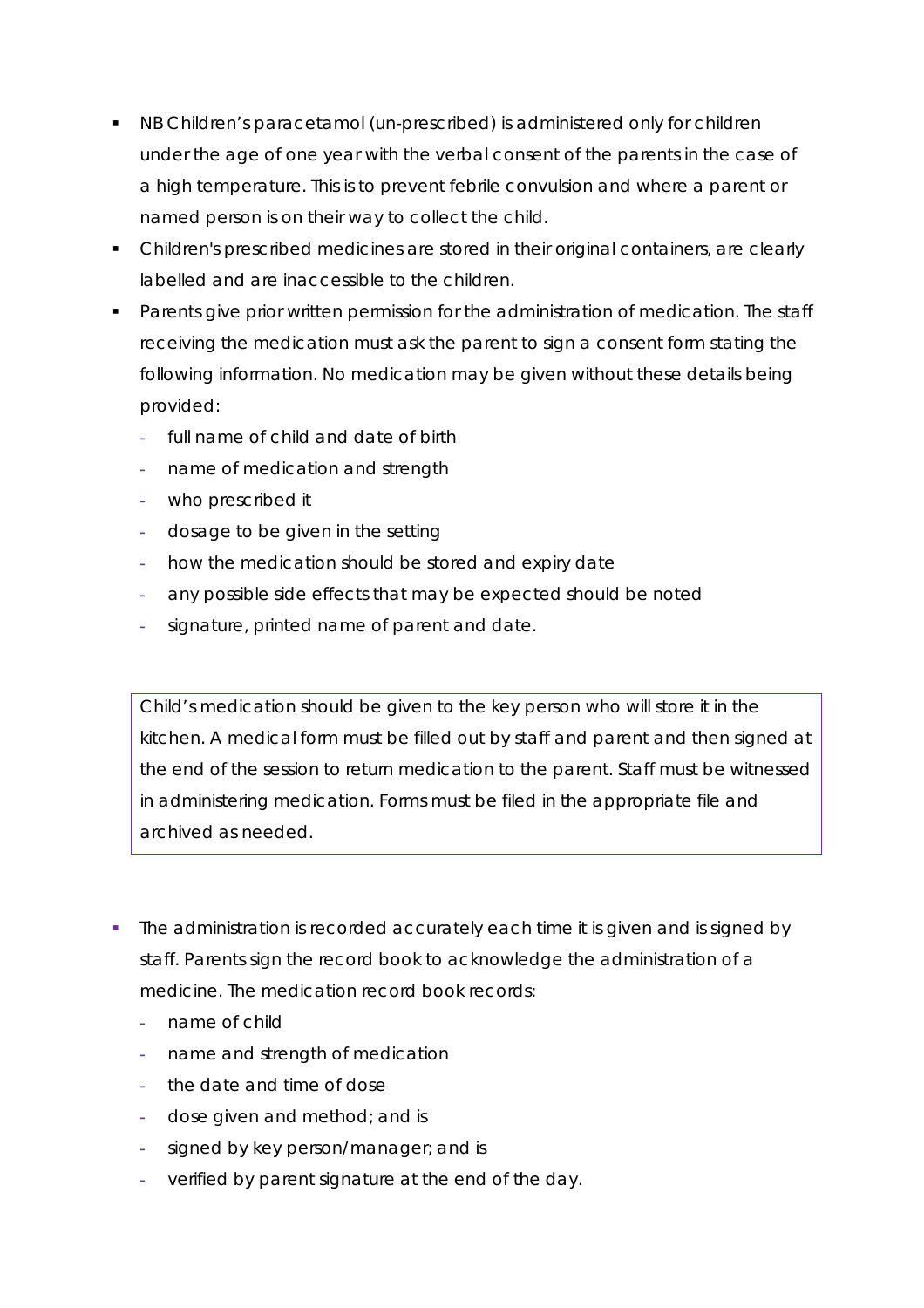- NB Children's paracetamol (un-prescribed) is administered only for children under the age of one year with the verbal consent of the parents in the case of a high temperature. This is to prevent febrile convulsion and where a parent or named person is on their way to collect the child.
- Children's prescribed medicines are stored in their original containers, are clearly labelled and are inaccessible to the children.
- Parents give prior written permission for the administration of medication. The staff receiving the medication must ask the parent to sign a consent form stating the following information. No medication may be given without these details being provided:
  - full name of child and date of birth
  - name of medication and strength
  - who prescribed it
  - dosage to be given in the setting
  - how the medication should be stored and expiry date
  - any possible side effects that may be expected should be noted
  - signature, printed name of parent and date.

> Child's medication should be given to the key person who will store it in the kitchen. A medical form must be filled out by staff and parent and then signed at the end of the session to return medication to the parent. Staff must be witnessed in administering medication. Forms must be filed in the appropriate file and archived as needed.

- The administration is recorded accurately each time it is given and is signed by staff. Parents sign the record book to acknowledge the administration of a medicine. The medication record book records:
  - name of child
  - name and strength of medication
  - the date and time of dose
  - dose given and method; and is
  - signed by key person/manager; and is
  - verified by parent signature at the end of the day.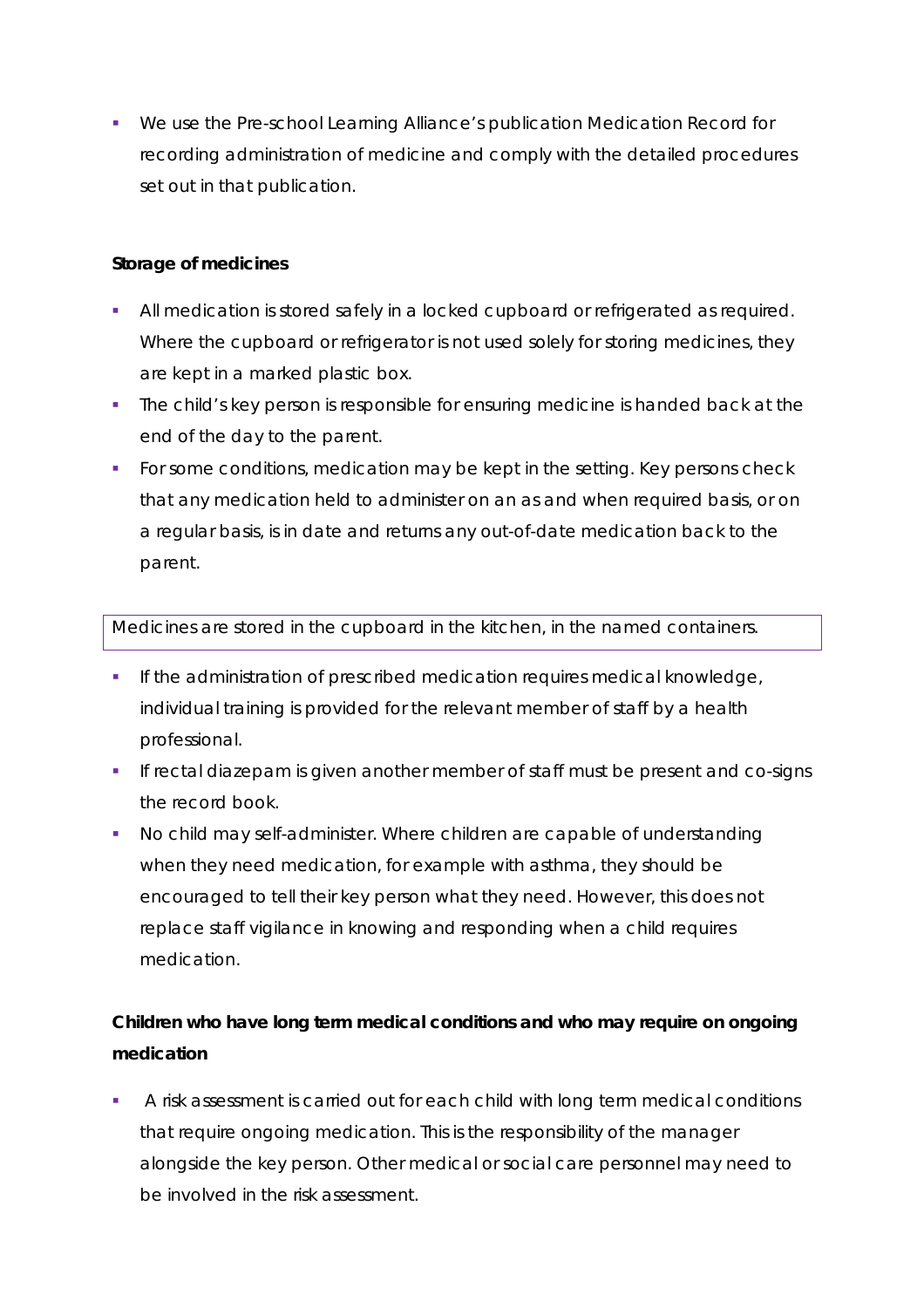- We use the Pre-school Learning Alliance's publication Medication Record for recording administration of medicine and comply with the detailed procedures set out in that publication.

**Storage of medicines**

- All medication is stored safely in a locked cupboard or refrigerated as required. Where the cupboard or refrigerator is not used solely for storing medicines, they are kept in a marked plastic box.
- The child's key person is responsible for ensuring medicine is handed back at the end of the day to the parent.
- For some conditions, medication may be kept in the setting. Key persons check that any medication held to administer on an as and when required basis, or on a regular basis, is in date and returns any out-of-date medication back to the parent.

Medicines are stored in the cupboard in the kitchen, in the named containers.

- If the administration of prescribed medication requires medical knowledge, individual training is provided for the relevant member of staff by a health professional.
- If rectal diazepam is given another member of staff must be present and co-signs the record book.
- No child may self-administer. Where children are capable of understanding when they need medication, for example with asthma, they should be encouraged to tell their key person what they need. However, this does not replace staff vigilance in knowing and responding when a child requires medication.

**Children who have long term medical conditions and who may require on ongoing medication**

- A risk assessment is carried out for each child with long term medical conditions that require ongoing medication. This is the responsibility of the manager alongside the key person. Other medical or social care personnel may need to be involved in the risk assessment.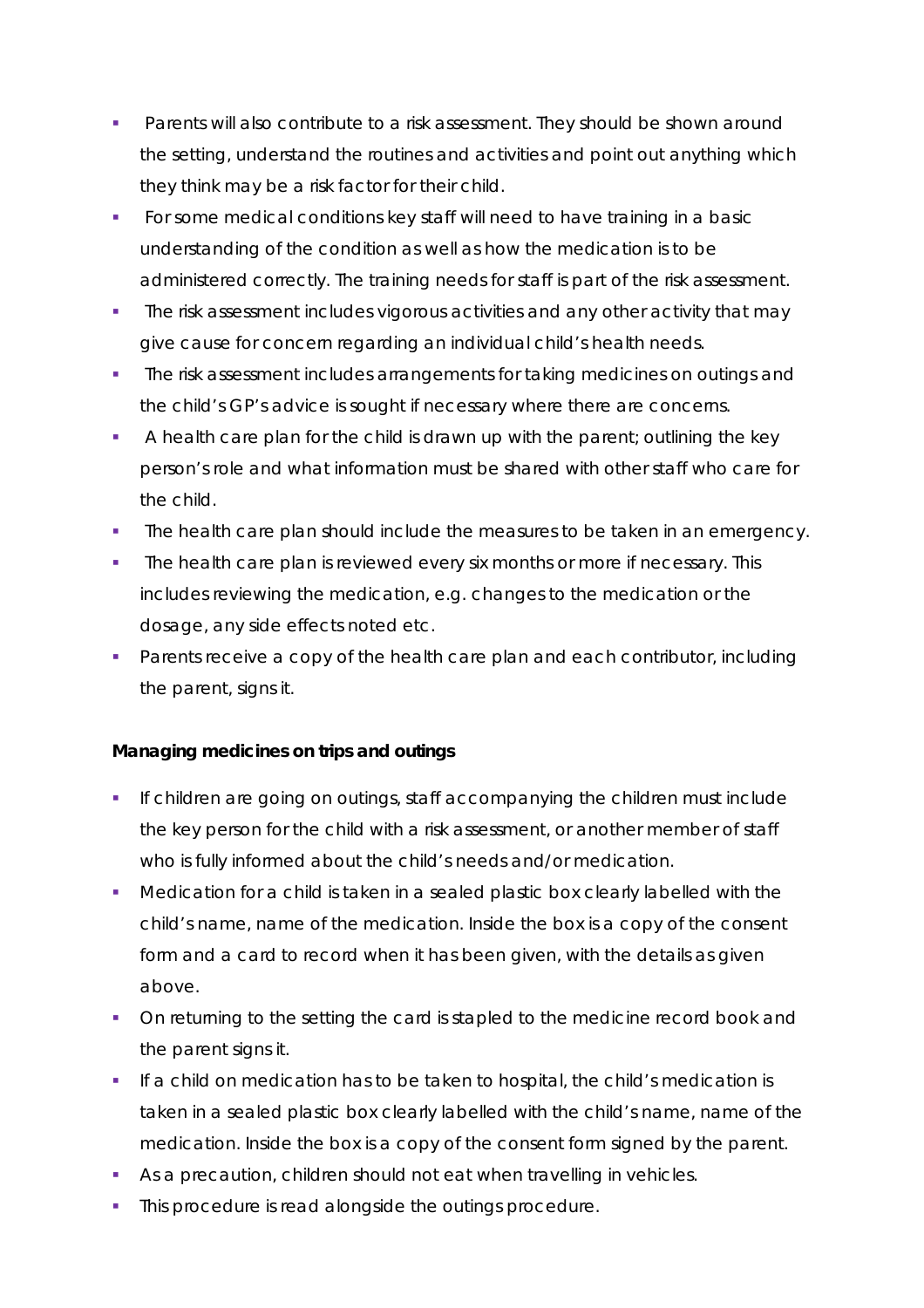- Parents will also contribute to a risk assessment. They should be shown around the setting, understand the routines and activities and point out anything which they think may be a risk factor for their child.
- For some medical conditions key staff will need to have training in a basic understanding of the condition as well as how the medication is to be administered correctly. The training needs for staff is part of the risk assessment.
- The risk assessment includes vigorous activities and any other activity that may give cause for concern regarding an individual child's health needs.
- The risk assessment includes arrangements for taking medicines on outings and the child's GP's advice is sought if necessary where there are concerns.
- A health care plan for the child is drawn up with the parent; outlining the key person's role and what information must be shared with other staff who care for the child.
- The health care plan should include the measures to be taken in an emergency.
- The health care plan is reviewed every six months or more if necessary. This includes reviewing the medication, e.g. changes to the medication or the dosage, any side effects noted etc.
- Parents receive a copy of the health care plan and each contributor, including the parent, signs it.

**Managing medicines on trips and outings**

- If children are going on outings, staff accompanying the children must include the key person for the child with a risk assessment, or another member of staff who is fully informed about the child's needs and/or medication.
- Medication for a child is taken in a sealed plastic box clearly labelled with the child's name, name of the medication. Inside the box is a copy of the consent form and a card to record when it has been given, with the details as given above.
- On returning to the setting the card is stapled to the medicine record book and the parent signs it.
- If a child on medication has to be taken to hospital, the child's medication is taken in a sealed plastic box clearly labelled with the child's name, name of the medication. Inside the box is a copy of the consent form signed by the parent.
- As a precaution, children should not eat when travelling in vehicles.
- This procedure is read alongside the outings procedure.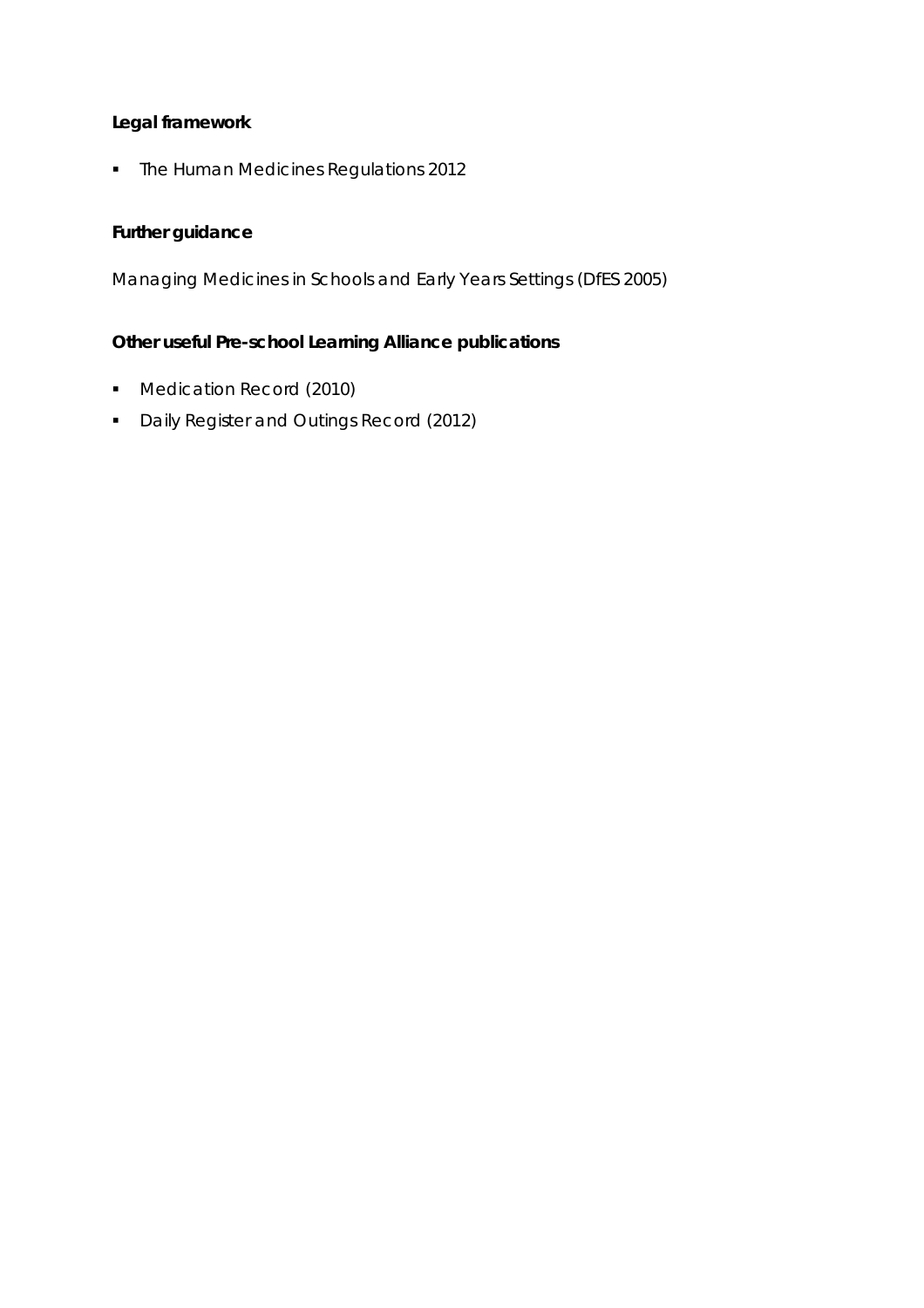**Legal framework**

- The Human Medicines Regulations 2012

**Further guidance**

Managing Medicines in Schools and Early Years Settings (DfES 2005)

**Other useful Pre-school Learning Alliance publications**

- Medication Record (2010)
- Daily Register and Outings Record (2012)